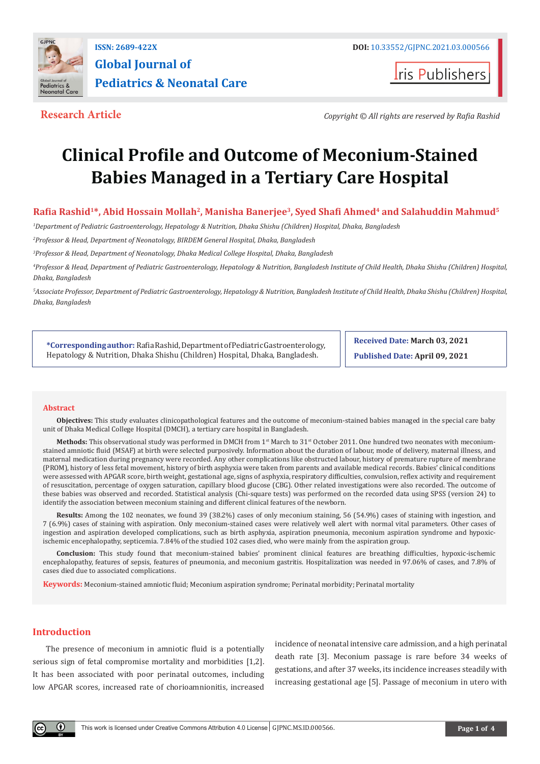ISSN: 2689-422X

**Global Journal of Pediatrics & Neonatal Care**

DOI: 10.33552/GJPNC.2021.03.000566

Iris Publishers

**Research Article**

*Copyright © All rights are reserved by Rafia Rashid*

# Clinical Profile and Outcome of Meconium-Stained Babies Managed in a Tertiary Care Hospital

**Rafia Rashid[1]*, Abid Hossain Mollah[2], Manisha Banerjee[3], Syed Shafi Ahmed[4] and Salahuddin Mahmud[5]**

[1]*Department of Pediatric Gastroenterology, Hepatology & Nutrition, Dhaka Shishu (Children) Hospital, Dhaka, Bangladesh*

[2]*Professor & Head, Department of Neonatology, BIRDEM General Hospital, Dhaka, Bangladesh*

[3]*Professor & Head, Department of Neonatology, Dhaka Medical College Hospital, Dhaka, Bangladesh*

[4]*Professor & Head, Department of Pediatric Gastroenterology, Hepatology & Nutrition, Bangladesh Institute of Child Health, Dhaka Shishu (Children) Hospital, Dhaka, Bangladesh*

[5]*Associate Professor, Department of Pediatric Gastroenterology, Hepatology & Nutrition, Bangladesh Institute of Child Health, Dhaka Shishu (Children) Hospital, Dhaka, Bangladesh*

**\*Corresponding author:** Rafia Rashid, Department of Pediatric Gastroenterology, Hepatology & Nutrition, Dhaka Shishu (Children) Hospital, Dhaka, Bangladesh.

**Received Date:** March 03, 2021

**Published Date:** April 09, 2021

## Abstract

**Objectives:** This study evaluates clinicopathological features and the outcome of meconium-stained babies managed in the special care baby unit of Dhaka Medical College Hospital (DMCH), a tertiary care hospital in Bangladesh.

**Methods:** This observational study was performed in DMCH from 1st March to 31st October 2011. One hundred two neonates with meconium-stained amniotic fluid (MSAF) at birth were selected purposively. Information about the duration of labour, mode of delivery, maternal illness, and maternal medication during pregnancy were recorded. Any other complications like obstructed labour, history of premature rupture of membrane (PROM), history of less fetal movement, history of birth asphyxia were taken from parents and available medical records. Babies' clinical conditions were assessed with APGAR score, birth weight, gestational age, signs of asphyxia, respiratory difficulties, convulsion, reflex activity and requirement of resuscitation, percentage of oxygen saturation, capillary blood glucose (CBG). Other related investigations were also recorded. The outcome of these babies was observed and recorded. Statistical analysis (Chi-square tests) was performed on the recorded data using SPSS (version 24) to identify the association between meconium staining and different clinical features of the newborn.

**Results:** Among the 102 neonates, we found 39 (38.2%) cases of only meconium staining, 56 (54.9%) cases of staining with ingestion, and 7 (6.9%) cases of staining with aspiration. Only meconium-stained cases were relatively well alert with normal vital parameters. Other cases of ingestion and aspiration developed complications, such as birth asphyxia, aspiration pneumonia, meconium aspiration syndrome and hypoxic-ischemic encephalopathy, septicemia. 7.84% of the studied 102 cases died, who were mainly from the aspiration group.

**Conclusion:** This study found that meconium-stained babies' prominent clinical features are breathing difficulties, hypoxic-ischemic encephalopathy, features of sepsis, features of pneumonia, and meconium gastritis. Hospitalization was needed in 97.06% of cases, and 7.8% of cases died due to associated complications.

**Keywords:** Meconium-stained amniotic fluid; Meconium aspiration syndrome; Perinatal morbidity; Perinatal mortality

## Introduction

The presence of meconium in amniotic fluid is a potentially serious sign of fetal compromise mortality and morbidities [1,2]. It has been associated with poor perinatal outcomes, including low APGAR scores, increased rate of chorioamnionitis, increased incidence of neonatal intensive care admission, and a high perinatal death rate [3]. Meconium passage is rare before 34 weeks of gestations, and after 37 weeks, its incidence increases steadily with increasing gestational age [5]. Passage of meconium in utero with

This work is licensed under Creative Commons Attribution 4.0 License | GJPNC.MS.ID.000566.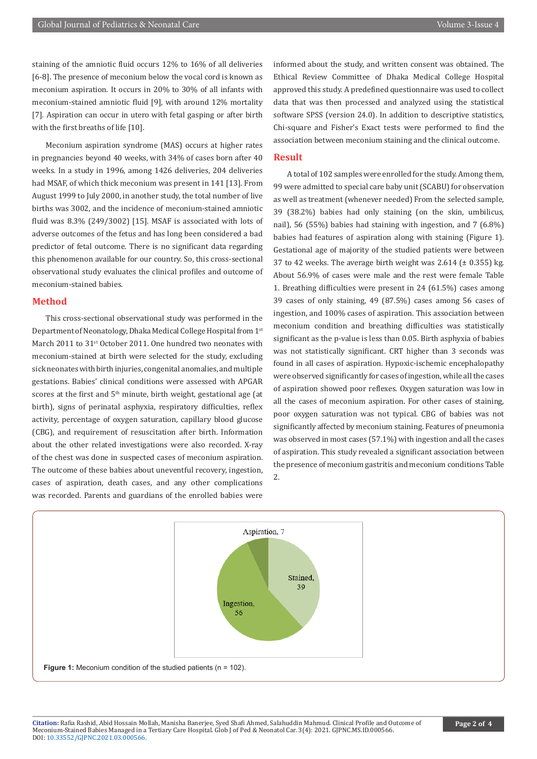staining of the amniotic fluid occurs 12% to 16% of all deliveries [6-8]. The presence of meconium below the vocal cord is known as meconium aspiration. It occurs in 20% to 30% of all infants with meconium-stained amniotic fluid [9], with around 12% mortality [7]. Aspiration can occur in utero with fetal gasping or after birth with the first breaths of life [10].

Meconium aspiration syndrome (MAS) occurs at higher rates in pregnancies beyond 40 weeks, with 34% of cases born after 40 weeks. In a study in 1996, among 1426 deliveries, 204 deliveries had MSAF, of which thick meconium was present in 141 [13]. From August 1999 to July 2000, in another study, the total number of live births was 3002, and the incidence of meconium-stained amniotic fluid was 8.3% (249/3002) [15]. MSAF is associated with lots of adverse outcomes of the fetus and has long been considered a bad predictor of fetal outcome. There is no significant data regarding this phenomenon available for our country. So, this cross-sectional observational study evaluates the clinical profiles and outcome of meconium-stained babies.

## Method

This cross-sectional observational study was performed in the Department of Neonatology, Dhaka Medical College Hospital from 1st March 2011 to 31st October 2011. One hundred two neonates with meconium-stained at birth were selected for the study, excluding sick neonates with birth injuries, congenital anomalies, and multiple gestations. Babies' clinical conditions were assessed with APGAR scores at the first and 5th minute, birth weight, gestational age (at birth), signs of perinatal asphyxia, respiratory difficulties, reflex activity, percentage of oxygen saturation, capillary blood glucose (CBG), and requirement of resuscitation after birth. Information about the other related investigations were also recorded. X-ray of the chest was done in suspected cases of meconium aspiration. The outcome of these babies about uneventful recovery, ingestion, cases of aspiration, death cases, and any other complications was recorded. Parents and guardians of the enrolled babies were informed about the study, and written consent was obtained. The Ethical Review Committee of Dhaka Medical College Hospital approved this study. A predefined questionnaire was used to collect data that was then processed and analyzed using the statistical software SPSS (version 24.0). In addition to descriptive statistics, Chi-square and Fisher's Exact tests were performed to find the association between meconium staining and the clinical outcome.

## Result

A total of 102 samples were enrolled for the study. Among them, 99 were admitted to special care baby unit (SCABU) for observation as well as treatment (whenever needed) From the selected sample, 39 (38.2%) babies had only staining (on the skin, umbilicus, nail), 56 (55%) babies had staining with ingestion, and 7 (6.8%) babies had features of aspiration along with staining (Figure 1). Gestational age of majority of the studied patients were between 37 to 42 weeks. The average birth weight was 2.614 (± 0.355) kg. About 56.9% of cases were male and the rest were female Table 1. Breathing difficulties were present in 24 (61.5%) cases among 39 cases of only staining, 49 (87.5%) cases among 56 cases of ingestion, and 100% cases of aspiration. This association between meconium condition and breathing difficulties was statistically significant as the p-value is less than 0.05. Birth asphyxia of babies was not statistically significant. CRT higher than 3 seconds was found in all cases of aspiration. Hypoxic-ischemic encephalopathy were observed significantly for cases of ingestion, while all the cases of aspiration showed poor reflexes. Oxygen saturation was low in all the cases of meconium aspiration. For other cases of staining, poor oxygen saturation was not typical. CBG of babies was not significantly affected by meconium staining. Features of pneumonia was observed in most cases (57.1%) with ingestion and all the cases of aspiration. This study revealed a significant association between the presence of meconium gastritis and meconium conditions Table 2.

**Figure 1:** Meconium condition of the studied patients (n = 102).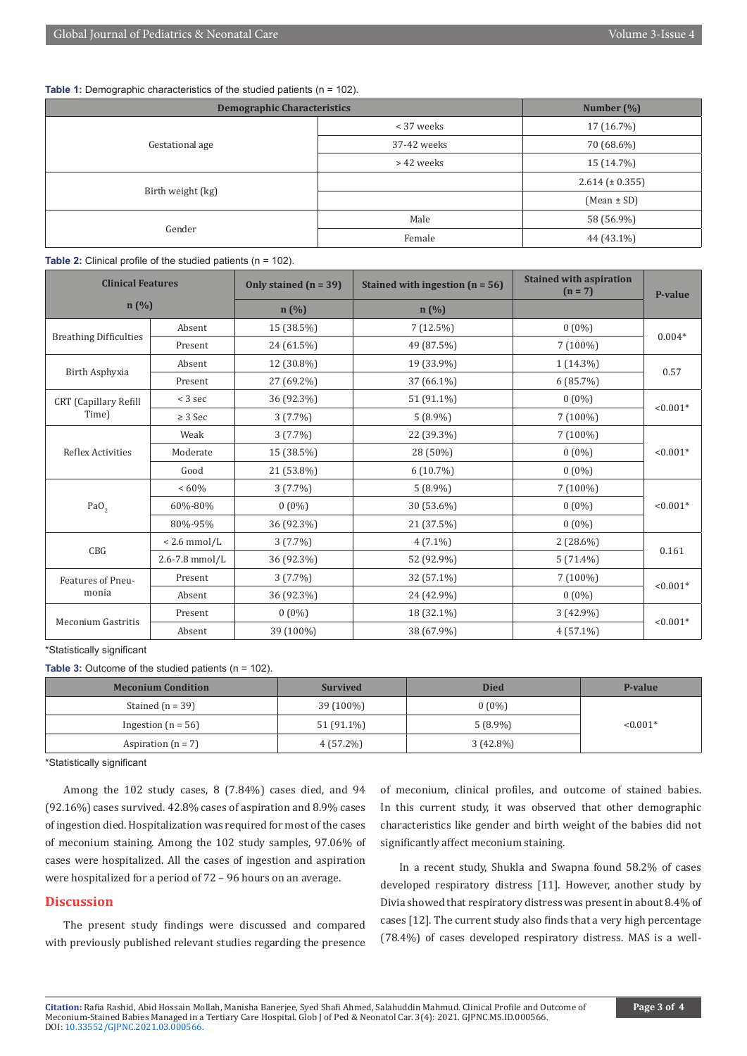**Table 1:** Demographic characteristics of the studied patients (n = 102).

| Demographic Characteristics | | Number (%) |
|---|---|---|
| Gestational age | < 37 weeks | 17 (16.7%) |
| | 37-42 weeks | 70 (68.6%) |
| | > 42 weeks | 15 (14.7%) |
| Birth weight (kg) | | 2.614 (± 0.355) |
| | | (Mean ± SD) |
| Gender | Male | 58 (56.9%) |
| | Female | 44 (43.1%) |

**Table 2:** Clinical profile of the studied patients (n = 102).

| Clinical Features n (%) | | Only stained (n = 39) | Stained with ingestion (n = 56) | Stained with aspiration (n = 7) | P-value |
|---|---|---|---|---|---|
| | | n (%) | n (%) | | |
| Breathing Difficulties | Absent | 15 (38.5%) | 7 (12.5%) | 0 (0%) | 0.004* |
| | Present | 24 (61.5%) | 49 (87.5%) | 7 (100%) | |
| Birth Asphyxia | Absent | 12 (30.8%) | 19 (33.9%) | 1 (14.3%) | 0.57 |
| | Present | 27 (69.2%) | 37 (66.1%) | 6 (85.7%) | |
| CRT (Capillary Refill Time) | < 3 sec | 36 (92.3%) | 51 (91.1%) | 0 (0%) | <0.001* |
| | ≥ 3 Sec | 3 (7.7%) | 5 (8.9%) | 7 (100%) | |
| Reflex Activities | Weak | 3 (7.7%) | 22 (39.3%) | 7 (100%) | <0.001* |
| | Moderate | 15 (38.5%) | 28 (50%) | 0 (0%) | |
| | Good | 21 (53.8%) | 6 (10.7%) | 0 (0%) | |
| $PaO_2$ | < 60% | 3 (7.7%) | 5 (8.9%) | 7 (100%) | <0.001* |
| | 60%-80% | 0 (0%) | 30 (53.6%) | 0 (0%) | |
| | 80%-95% | 36 (92.3%) | 21 (37.5%) | 0 (0%) | |
| CBG | < 2.6 mmol/L | 3 (7.7%) | 4 (7.1%) | 2 (28.6%) | 0.161 |
| | 2.6-7.8 mmol/L | 36 (92.3%) | 52 (92.9%) | 5 (71.4%) | |
| Features of Pneumonia | Present | 3 (7.7%) | 32 (57.1%) | 7 (100%) | <0.001* |
| | Absent | 36 (92.3%) | 24 (42.9%) | 0 (0%) | |
| Meconium Gastritis | Present | 0 (0%) | 18 (32.1%) | 3 (42.9%) | <0.001* |
| | Absent | 39 (100%) | 38 (67.9%) | 4 (57.1%) | |

*Statistically significant

**Table 3:** Outcome of the studied patients (n = 102).

| Meconium Condition | Survived | Died | P-value |
|---|---|---|---|
| Stained (n = 39) | 39 (100%) | 0 (0%) | <0.001* |
| Ingestion (n = 56) | 51 (91.1%) | 5 (8.9%) | |
| Aspiration (n = 7) | 4 (57.2%) | 3 (42.8%) | |

*Statistically significant

Among the 102 study cases, 8 (7.84%) cases died, and 94 (92.16%) cases survived. 42.8% cases of aspiration and 8.9% cases of ingestion died. Hospitalization was required for most of the cases of meconium staining. Among the 102 study samples, 97.06% of cases were hospitalized. All the cases of ingestion and aspiration were hospitalized for a period of 72 – 96 hours on an average.

## Discussion

The present study findings were discussed and compared with previously published relevant studies regarding the presence of meconium, clinical profiles, and outcome of stained babies. In this current study, it was observed that other demographic characteristics like gender and birth weight of the babies did not significantly affect meconium staining.

In a recent study, Shukla and Swapna found 58.2% of cases developed respiratory distress [11]. However, another study by Divia showed that respiratory distress was present in about 8.4% of cases [12]. The current study also finds that a very high percentage (78.4%) of cases developed respiratory distress. MAS is a well-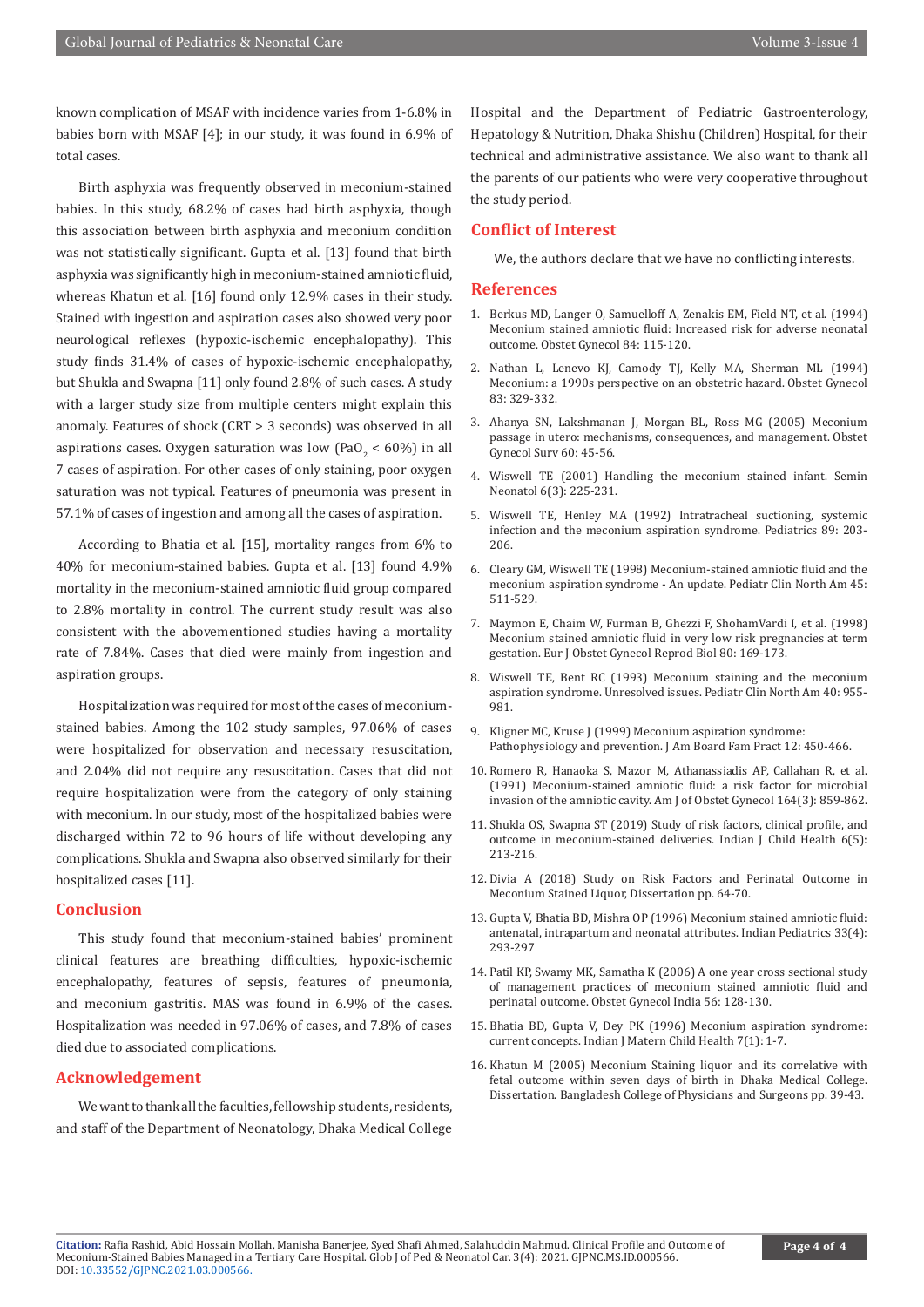known complication of MSAF with incidence varies from 1-6.8% in babies born with MSAF [4]; in our study, it was found in 6.9% of total cases.

Birth asphyxia was frequently observed in meconium-stained babies. In this study, 68.2% of cases had birth asphyxia, though this association between birth asphyxia and meconium condition was not statistically significant. Gupta et al. [13] found that birth asphyxia was significantly high in meconium-stained amniotic fluid, whereas Khatun et al. [16] found only 12.9% cases in their study. Stained with ingestion and aspiration cases also showed very poor neurological reflexes (hypoxic-ischemic encephalopathy). This study finds 31.4% of cases of hypoxic-ischemic encephalopathy, but Shukla and Swapna [11] only found 2.8% of such cases. A study with a larger study size from multiple centers might explain this anomaly. Features of shock (CRT > 3 seconds) was observed in all aspirations cases. Oxygen saturation was low ($PaO_2$ < 60%) in all 7 cases of aspiration. For other cases of only staining, poor oxygen saturation was not typical. Features of pneumonia was present in 57.1% of cases of ingestion and among all the cases of aspiration.

According to Bhatia et al. [15], mortality ranges from 6% to 40% for meconium-stained babies. Gupta et al. [13] found 4.9% mortality in the meconium-stained amniotic fluid group compared to 2.8% mortality in control. The current study result was also consistent with the abovementioned studies having a mortality rate of 7.84%. Cases that died were mainly from ingestion and aspiration groups.

Hospitalization was required for most of the cases of meconium-stained babies. Among the 102 study samples, 97.06% of cases were hospitalized for observation and necessary resuscitation, and 2.04% did not require any resuscitation. Cases that did not require hospitalization were from the category of only staining with meconium. In our study, most of the hospitalized babies were discharged within 72 to 96 hours of life without developing any complications. Shukla and Swapna also observed similarly for their hospitalized cases [11].

## Conclusion

This study found that meconium-stained babies' prominent clinical features are breathing difficulties, hypoxic-ischemic encephalopathy, features of sepsis, features of pneumonia, and meconium gastritis. MAS was found in 6.9% of the cases. Hospitalization was needed in 97.06% of cases, and 7.8% of cases died due to associated complications.

## Acknowledgement

We want to thank all the faculties, fellowship students, residents, and staff of the Department of Neonatology, Dhaka Medical College Hospital and the Department of Pediatric Gastroenterology, Hepatology & Nutrition, Dhaka Shishu (Children) Hospital, for their technical and administrative assistance. We also want to thank all the parents of our patients who were very cooperative throughout the study period.

## Conflict of Interest

We, the authors declare that we have no conflicting interests.

## References

1. Berkus MD, Langer O, Samuelloff A, Zenakis EM, Field NT, et al. (1994) Meconium stained amniotic fluid: Increased risk for adverse neonatal outcome. Obstet Gynecol 84: 115-120.
2. Nathan L, Lenevo KJ, Camody TJ, Kelly MA, Sherman ML (1994) Meconium: a 1990s perspective on an obstetric hazard. Obstet Gynecol 83: 329-332.
3. Ahanya SN, Lakshmanan J, Morgan BL, Ross MG (2005) Meconium passage in utero: mechanisms, consequences, and management. Obstet Gynecol Surv 60: 45-56.
4. Wiswell TE (2001) Handling the meconium stained infant. Semin Neonatol 6(3): 225-231.
5. Wiswell TE, Henley MA (1992) Intratracheal suctioning, systemic infection and the meconium aspiration syndrome. Pediatrics 89: 203-206.
6. Cleary GM, Wiswell TE (1998) Meconium-stained amniotic fluid and the meconium aspiration syndrome - An update. Pediatr Clin North Am 45: 511-529.
7. Maymon E, Chaim W, Furman B, Ghezzi F, ShohamVardi I, et al. (1998) Meconium stained amniotic fluid in very low risk pregnancies at term gestation. Eur J Obstet Gynecol Reprod Biol 80: 169-173.
8. Wiswell TE, Bent RC (1993) Meconium staining and the meconium aspiration syndrome. Unresolved issues. Pediatr Clin North Am 40: 955-981.
9. Kligner MC, Kruse J (1999) Meconium aspiration syndrome: Pathophysiology and prevention. J Am Board Fam Pract 12: 450-466.
10. Romero R, Hanaoka S, Mazor M, Athanassiadis AP, Callahan R, et al. (1991) Meconium-stained amniotic fluid: a risk factor for microbial invasion of the amniotic cavity. Am J of Obstet Gynecol 164(3): 859-862.
11. Shukla OS, Swapna ST (2019) Study of risk factors, clinical profile, and outcome in meconium-stained deliveries. Indian J Child Health 6(5): 213-216.
12. Divia A (2018) Study on Risk Factors and Perinatal Outcome in Meconium Stained Liquor, Dissertation pp. 64-70.
13. Gupta V, Bhatia BD, Mishra OP (1996) Meconium stained amniotic fluid: antenatal, intrapartum and neonatal attributes. Indian Pediatrics 33(4): 293-297
14. Patil KP, Swamy MK, Samatha K (2006) A one year cross sectional study of management practices of meconium stained amniotic fluid and perinatal outcome. Obstet Gynecol India 56: 128-130.
15. Bhatia BD, Gupta V, Dey PK (1996) Meconium aspiration syndrome: current concepts. Indian J Matern Child Health 7(1): 1-7.
16. Khatun M (2005) Meconium Staining liquor and its correlative with fetal outcome within seven days of birth in Dhaka Medical College. Dissertation. Bangladesh College of Physicians and Surgeons pp. 39-43.